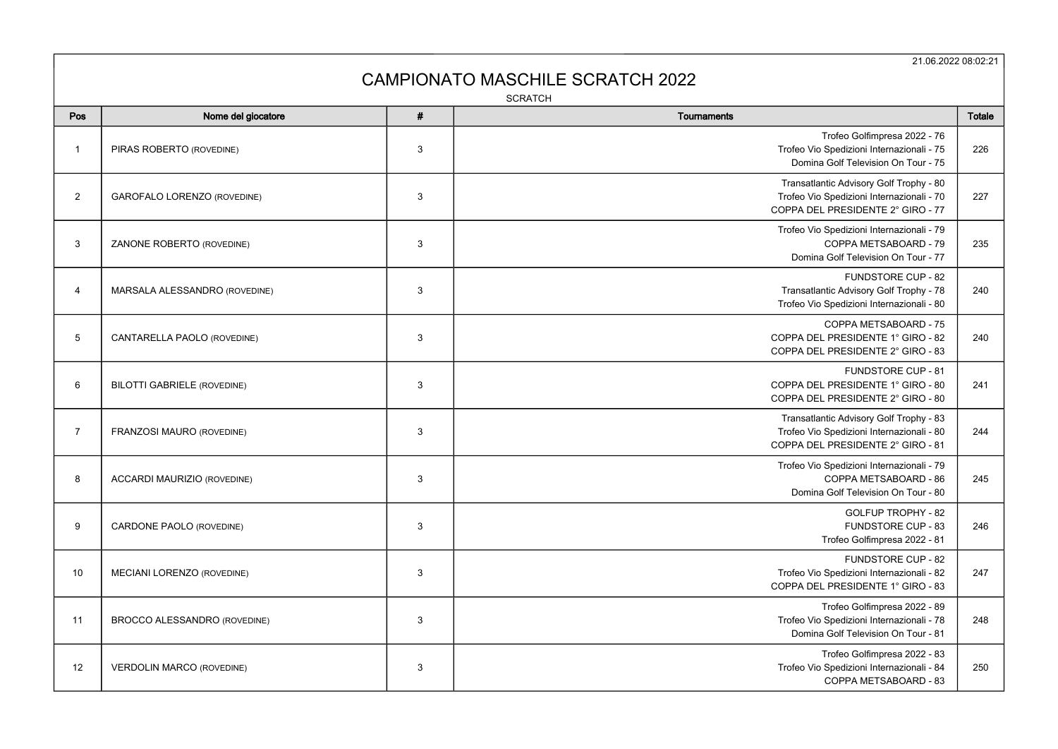21.06.2022 08:02:21

# CAMPIONATO MASCHILE SCRATCH 2022

SCRATCH

| Pos | Nome del giocatore | # | Tournaments | Totale |
|---|---|---|---|---|
| 1 | PIRAS ROBERTO (ROVEDINE) | 3 | Trofeo Golfimpresa 2022 - 76<br>Trofeo Vio Spedizioni Internazionali - 75<br>Domina Golf Television On Tour - 75 | 226 |
| 2 | GAROFALO LORENZO (ROVEDINE) | 3 | Transatlantic Advisory Golf Trophy - 80<br>Trofeo Vio Spedizioni Internazionali - 70<br>COPPA DEL PRESIDENTE 2° GIRO - 77 | 227 |
| 3 | ZANONE ROBERTO (ROVEDINE) | 3 | Trofeo Vio Spedizioni Internazionali - 79<br>COPPA METSABOARD - 79<br>Domina Golf Television On Tour - 77 | 235 |
| 4 | MARSALA ALESSANDRO (ROVEDINE) | 3 | FUNDSTORE CUP - 82<br>Transatlantic Advisory Golf Trophy - 78<br>Trofeo Vio Spedizioni Internazionali - 80 | 240 |
| 5 | CANTARELLA PAOLO (ROVEDINE) | 3 | COPPA METSABOARD - 75<br>COPPA DEL PRESIDENTE 1° GIRO - 82<br>COPPA DEL PRESIDENTE 2° GIRO - 83 | 240 |
| 6 | BILOTTI GABRIELE (ROVEDINE) | 3 | FUNDSTORE CUP - 81<br>COPPA DEL PRESIDENTE 1° GIRO - 80<br>COPPA DEL PRESIDENTE 2° GIRO - 80 | 241 |
| 7 | FRANZOSI MAURO (ROVEDINE) | 3 | Transatlantic Advisory Golf Trophy - 83<br>Trofeo Vio Spedizioni Internazionali - 80<br>COPPA DEL PRESIDENTE 2° GIRO - 81 | 244 |
| 8 | ACCARDI MAURIZIO (ROVEDINE) | 3 | Trofeo Vio Spedizioni Internazionali - 79<br>COPPA METSABOARD - 86<br>Domina Golf Television On Tour - 80 | 245 |
| 9 | CARDONE PAOLO (ROVEDINE) | 3 | GOLFUP TROPHY - 82<br>FUNDSTORE CUP - 83<br>Trofeo Golfimpresa 2022 - 81 | 246 |
| 10 | MECIANI LORENZO (ROVEDINE) | 3 | FUNDSTORE CUP - 82<br>Trofeo Vio Spedizioni Internazionali - 82<br>COPPA DEL PRESIDENTE 1° GIRO - 83 | 247 |
| 11 | BROCCO ALESSANDRO (ROVEDINE) | 3 | Trofeo Golfimpresa 2022 - 89<br>Trofeo Vio Spedizioni Internazionali - 78<br>Domina Golf Television On Tour - 81 | 248 |
| 12 | VERDOLIN MARCO (ROVEDINE) | 3 | Trofeo Golfimpresa 2022 - 83<br>Trofeo Vio Spedizioni Internazionali - 84<br>COPPA METSABOARD - 83 | 250 |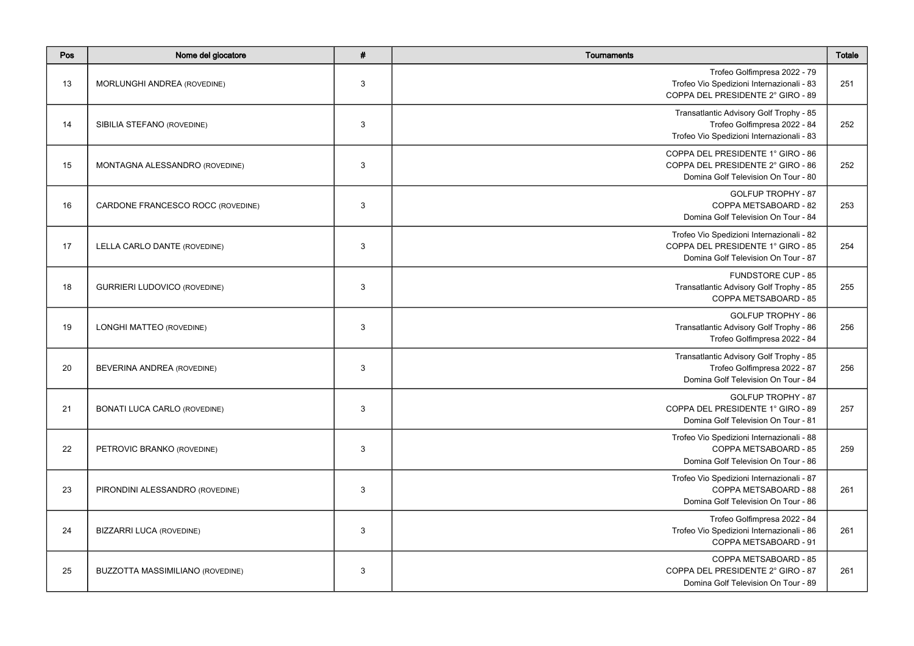| Pos | Nome del giocatore | # | Tournaments | Totale |
|---|---|---|---|---|
| 13 | MORLUNGHI ANDREA (ROVEDINE) | 3 | Trofeo Golfimpresa 2022 - 79<br>Trofeo Vio Spedizioni Internazionali - 83<br>COPPA DEL PRESIDENTE 2° GIRO - 89 | 251 |
| 14 | SIBILIA STEFANO (ROVEDINE) | 3 | Transatlantic Advisory Golf Trophy - 85<br>Trofeo Golfimpresa 2022 - 84<br>Trofeo Vio Spedizioni Internazionali - 83 | 252 |
| 15 | MONTAGNA ALESSANDRO (ROVEDINE) | 3 | COPPA DEL PRESIDENTE 1° GIRO - 86<br>COPPA DEL PRESIDENTE 2° GIRO - 86<br>Domina Golf Television On Tour - 80 | 252 |
| 16 | CARDONE FRANCESCO ROCC (ROVEDINE) | 3 | GOLFUP TROPHY - 87<br>COPPA METSABOARD - 82<br>Domina Golf Television On Tour - 84 | 253 |
| 17 | LELLA CARLO DANTE (ROVEDINE) | 3 | Trofeo Vio Spedizioni Internazionali - 82<br>COPPA DEL PRESIDENTE 1° GIRO - 85<br>Domina Golf Television On Tour - 87 | 254 |
| 18 | GURRIERI LUDOVICO (ROVEDINE) | 3 | FUNDSTORE CUP - 85<br>Transatlantic Advisory Golf Trophy - 85<br>COPPA METSABOARD - 85 | 255 |
| 19 | LONGHI MATTEO (ROVEDINE) | 3 | GOLFUP TROPHY - 86<br>Transatlantic Advisory Golf Trophy - 86<br>Trofeo Golfimpresa 2022 - 84 | 256 |
| 20 | BEVERINA ANDREA (ROVEDINE) | 3 | Transatlantic Advisory Golf Trophy - 85<br>Trofeo Golfimpresa 2022 - 87<br>Domina Golf Television On Tour - 84 | 256 |
| 21 | BONATI LUCA CARLO (ROVEDINE) | 3 | GOLFUP TROPHY - 87<br>COPPA DEL PRESIDENTE 1° GIRO - 89<br>Domina Golf Television On Tour - 81 | 257 |
| 22 | PETROVIC BRANKO (ROVEDINE) | 3 | Trofeo Vio Spedizioni Internazionali - 88<br>COPPA METSABOARD - 85<br>Domina Golf Television On Tour - 86 | 259 |
| 23 | PIRONDINI ALESSANDRO (ROVEDINE) | 3 | Trofeo Vio Spedizioni Internazionali - 87<br>COPPA METSABOARD - 88<br>Domina Golf Television On Tour - 86 | 261 |
| 24 | BIZZARRI LUCA (ROVEDINE) | 3 | Trofeo Golfimpresa 2022 - 84<br>Trofeo Vio Spedizioni Internazionali - 86<br>COPPA METSABOARD - 91 | 261 |
| 25 | BUZZOTTA MASSIMILIANO (ROVEDINE) | 3 | COPPA METSABOARD - 85<br>COPPA DEL PRESIDENTE 2° GIRO - 87<br>Domina Golf Television On Tour - 89 | 261 |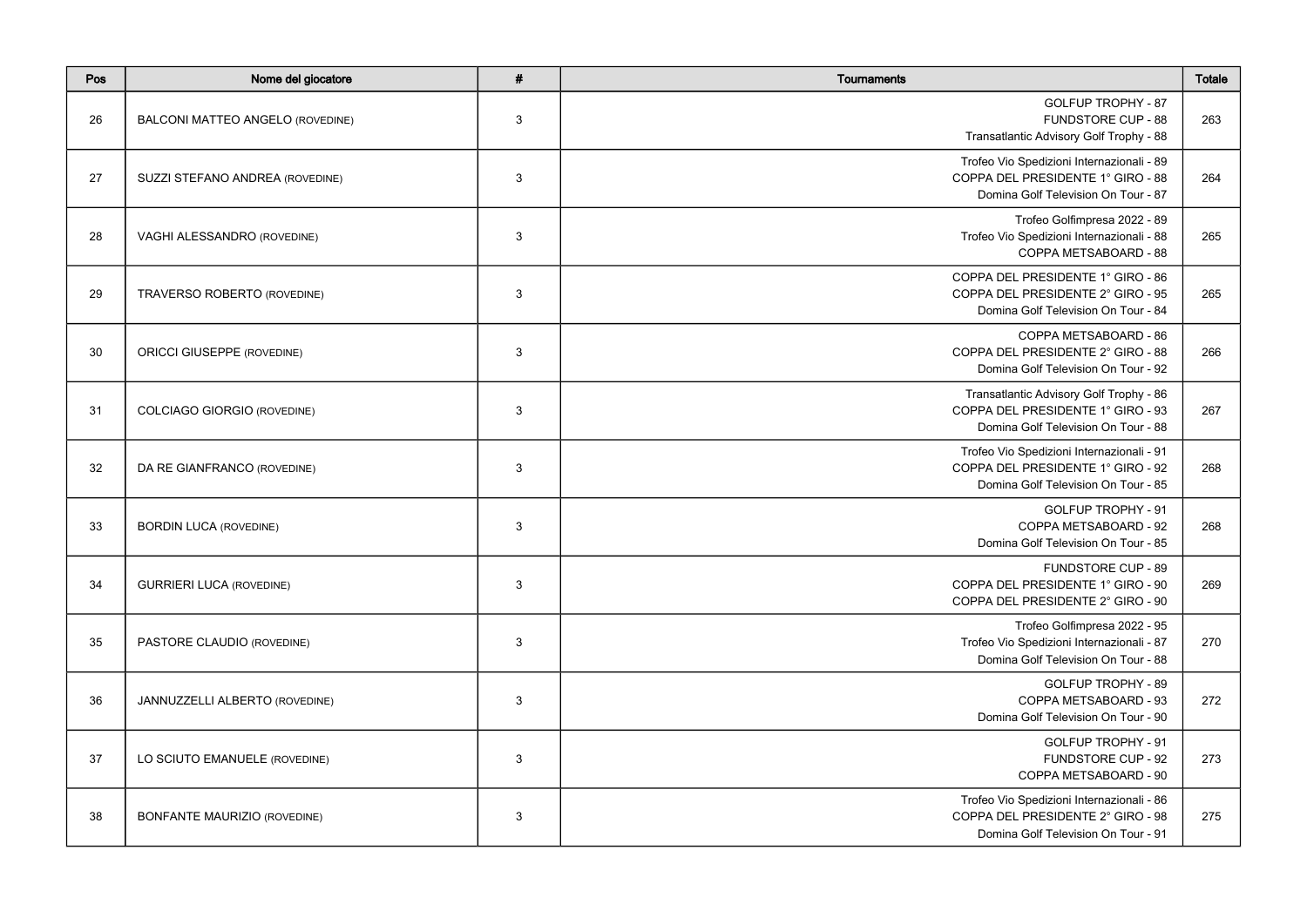| Pos | Nome del giocatore | # | Tournaments | Totale |
| --- | --- | --- | --- | --- |
| 26 | BALCONI MATTEO ANGELO (ROVEDINE) | 3 | GOLFUP TROPHY - 87<br>FUNDSTORE CUP - 88<br>Transatlantic Advisory Golf Trophy - 88 | 263 |
| 27 | SUZZI STEFANO ANDREA (ROVEDINE) | 3 | Trofeo Vio Spedizioni Internazionali - 89<br>COPPA DEL PRESIDENTE 1° GIRO - 88<br>Domina Golf Television On Tour - 87 | 264 |
| 28 | VAGHI ALESSANDRO (ROVEDINE) | 3 | Trofeo Golfimpresa 2022 - 89<br>Trofeo Vio Spedizioni Internazionali - 88<br>COPPA METSABOARD - 88 | 265 |
| 29 | TRAVERSO ROBERTO (ROVEDINE) | 3 | COPPA DEL PRESIDENTE 1° GIRO - 86<br>COPPA DEL PRESIDENTE 2° GIRO - 95<br>Domina Golf Television On Tour - 84 | 265 |
| 30 | ORICCI GIUSEPPE (ROVEDINE) | 3 | COPPA METSABOARD - 86<br>COPPA DEL PRESIDENTE 2° GIRO - 88<br>Domina Golf Television On Tour - 92 | 266 |
| 31 | COLCIAGO GIORGIO (ROVEDINE) | 3 | Transatlantic Advisory Golf Trophy - 86<br>COPPA DEL PRESIDENTE 1° GIRO - 93<br>Domina Golf Television On Tour - 88 | 267 |
| 32 | DA RE GIANFRANCO (ROVEDINE) | 3 | Trofeo Vio Spedizioni Internazionali - 91<br>COPPA DEL PRESIDENTE 1° GIRO - 92<br>Domina Golf Television On Tour - 85 | 268 |
| 33 | BORDIN LUCA (ROVEDINE) | 3 | GOLFUP TROPHY - 91<br>COPPA METSABOARD - 92<br>Domina Golf Television On Tour - 85 | 268 |
| 34 | GURRIERI LUCA (ROVEDINE) | 3 | FUNDSTORE CUP - 89<br>COPPA DEL PRESIDENTE 1° GIRO - 90<br>COPPA DEL PRESIDENTE 2° GIRO - 90 | 269 |
| 35 | PASTORE CLAUDIO (ROVEDINE) | 3 | Trofeo Golfimpresa 2022 - 95<br>Trofeo Vio Spedizioni Internazionali - 87<br>Domina Golf Television On Tour - 88 | 270 |
| 36 | JANNUZZELLI ALBERTO (ROVEDINE) | 3 | GOLFUP TROPHY - 89<br>COPPA METSABOARD - 93<br>Domina Golf Television On Tour - 90 | 272 |
| 37 | LO SCIUTO EMANUELE (ROVEDINE) | 3 | GOLFUP TROPHY - 91<br>FUNDSTORE CUP - 92<br>COPPA METSABOARD - 90 | 273 |
| 38 | BONFANTE MAURIZIO (ROVEDINE) | 3 | Trofeo Vio Spedizioni Internazionali - 86<br>COPPA DEL PRESIDENTE 2° GIRO - 98<br>Domina Golf Television On Tour - 91 | 275 |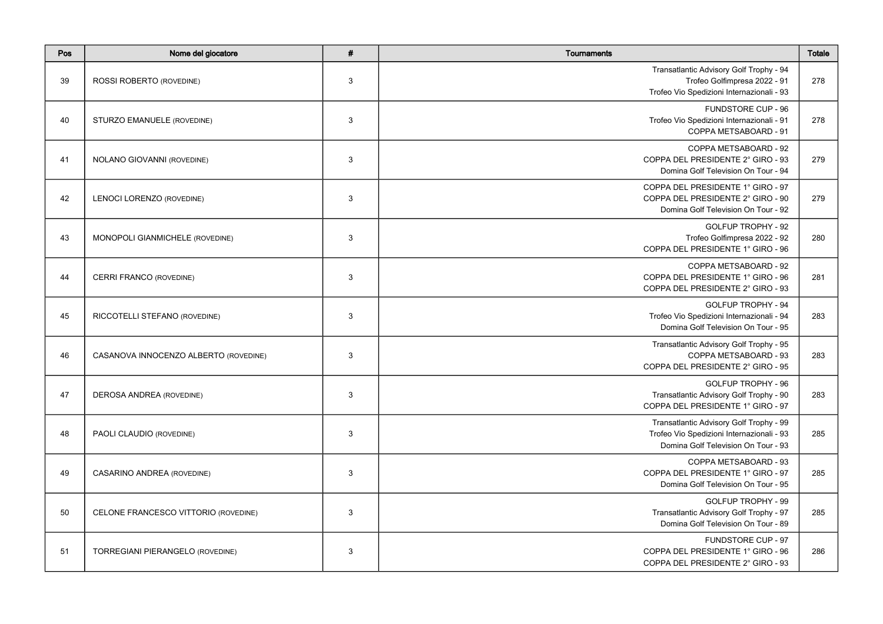| Pos | Nome del giocatore | # | Tournaments | Totale |
|---|---|---|---|---|
| 39 | ROSSI ROBERTO (ROVEDINE) | 3 | Transatlantic Advisory Golf Trophy - 94<br>Trofeo Golfimpresa 2022 - 91<br>Trofeo Vio Spedizioni Internazionali - 93 | 278 |
| 40 | STURZO EMANUELE (ROVEDINE) | 3 | FUNDSTORE CUP - 96<br>Trofeo Vio Spedizioni Internazionali - 91<br>COPPA METSABOARD - 91 | 278 |
| 41 | NOLANO GIOVANNI (ROVEDINE) | 3 | COPPA METSABOARD - 92<br>COPPA DEL PRESIDENTE 2° GIRO - 93<br>Domina Golf Television On Tour - 94 | 279 |
| 42 | LENOCI LORENZO (ROVEDINE) | 3 | COPPA DEL PRESIDENTE 1° GIRO - 97<br>COPPA DEL PRESIDENTE 2° GIRO - 90<br>Domina Golf Television On Tour - 92 | 279 |
| 43 | MONOPOLI GIANMICHELE (ROVEDINE) | 3 | GOLFUP TROPHY - 92<br>Trofeo Golfimpresa 2022 - 92<br>COPPA DEL PRESIDENTE 1° GIRO - 96 | 280 |
| 44 | CERRI FRANCO (ROVEDINE) | 3 | COPPA METSABOARD - 92<br>COPPA DEL PRESIDENTE 1° GIRO - 96<br>COPPA DEL PRESIDENTE 2° GIRO - 93 | 281 |
| 45 | RICCOTELLI STEFANO (ROVEDINE) | 3 | GOLFUP TROPHY - 94<br>Trofeo Vio Spedizioni Internazionali - 94<br>Domina Golf Television On Tour - 95 | 283 |
| 46 | CASANOVA INNOCENZO ALBERTO (ROVEDINE) | 3 | Transatlantic Advisory Golf Trophy - 95<br>COPPA METSABOARD - 93<br>COPPA DEL PRESIDENTE 2° GIRO - 95 | 283 |
| 47 | DEROSA ANDREA (ROVEDINE) | 3 | GOLFUP TROPHY - 96<br>Transatlantic Advisory Golf Trophy - 90<br>COPPA DEL PRESIDENTE 1° GIRO - 97 | 283 |
| 48 | PAOLI CLAUDIO (ROVEDINE) | 3 | Transatlantic Advisory Golf Trophy - 99<br>Trofeo Vio Spedizioni Internazionali - 93<br>Domina Golf Television On Tour - 93 | 285 |
| 49 | CASARINO ANDREA (ROVEDINE) | 3 | COPPA METSABOARD - 93<br>COPPA DEL PRESIDENTE 1° GIRO - 97<br>Domina Golf Television On Tour - 95 | 285 |
| 50 | CELONE FRANCESCO VITTORIO (ROVEDINE) | 3 | GOLFUP TROPHY - 99<br>Transatlantic Advisory Golf Trophy - 97<br>Domina Golf Television On Tour - 89 | 285 |
| 51 | TORREGIANI PIERANGELO (ROVEDINE) | 3 | FUNDSTORE CUP - 97<br>COPPA DEL PRESIDENTE 1° GIRO - 96<br>COPPA DEL PRESIDENTE 2° GIRO - 93 | 286 |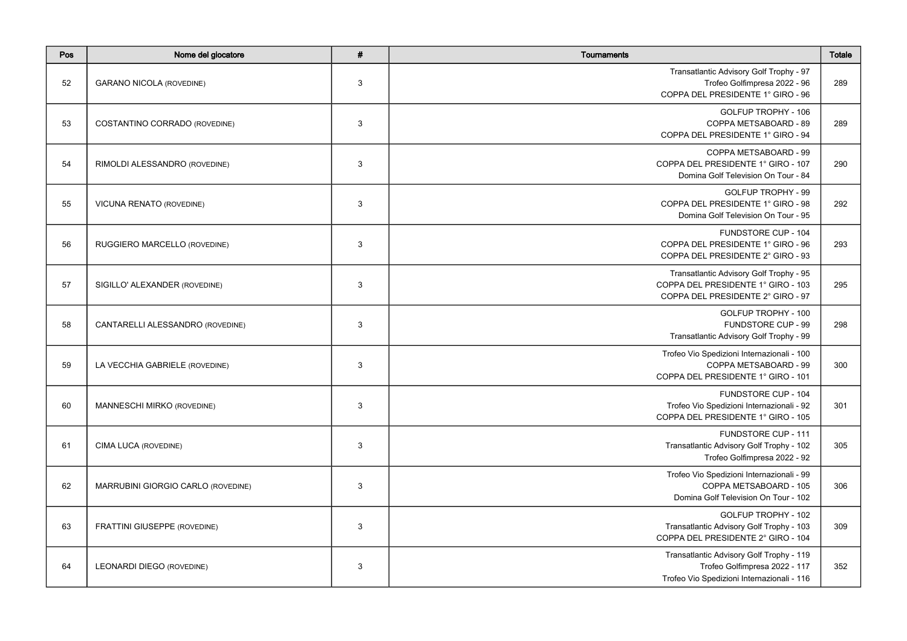| Pos | Nome del giocatore | # | Tournaments | Totale |
|---|---|---|---|---|
| 52 | GARANO NICOLA (ROVEDINE) | 3 | Transatlantic Advisory Golf Trophy - 97<br>Trofeo Golfimpresa 2022 - 96<br>COPPA DEL PRESIDENTE 1° GIRO - 96 | 289 |
| 53 | COSTANTINO CORRADO (ROVEDINE) | 3 | GOLFUP TROPHY - 106<br>COPPA METSABOARD - 89<br>COPPA DEL PRESIDENTE 1° GIRO - 94 | 289 |
| 54 | RIMOLDI ALESSANDRO (ROVEDINE) | 3 | COPPA METSABOARD - 99<br>COPPA DEL PRESIDENTE 1° GIRO - 107<br>Domina Golf Television On Tour - 84 | 290 |
| 55 | VICUNA RENATO (ROVEDINE) | 3 | GOLFUP TROPHY - 99<br>COPPA DEL PRESIDENTE 1° GIRO - 98<br>Domina Golf Television On Tour - 95 | 292 |
| 56 | RUGGIERO MARCELLO (ROVEDINE) | 3 | FUNDSTORE CUP - 104<br>COPPA DEL PRESIDENTE 1° GIRO - 96<br>COPPA DEL PRESIDENTE 2° GIRO - 93 | 293 |
| 57 | SIGILLO' ALEXANDER (ROVEDINE) | 3 | Transatlantic Advisory Golf Trophy - 95<br>COPPA DEL PRESIDENTE 1° GIRO - 103<br>COPPA DEL PRESIDENTE 2° GIRO - 97 | 295 |
| 58 | CANTARELLI ALESSANDRO (ROVEDINE) | 3 | GOLFUP TROPHY - 100<br>FUNDSTORE CUP - 99<br>Transatlantic Advisory Golf Trophy - 99 | 298 |
| 59 | LA VECCHIA GABRIELE (ROVEDINE) | 3 | Trofeo Vio Spedizioni Internazionali - 100<br>COPPA METSABOARD - 99<br>COPPA DEL PRESIDENTE 1° GIRO - 101 | 300 |
| 60 | MANNESCHI MIRKO (ROVEDINE) | 3 | FUNDSTORE CUP - 104<br>Trofeo Vio Spedizioni Internazionali - 92<br>COPPA DEL PRESIDENTE 1° GIRO - 105 | 301 |
| 61 | CIMA LUCA (ROVEDINE) | 3 | FUNDSTORE CUP - 111<br>Transatlantic Advisory Golf Trophy - 102<br>Trofeo Golfimpresa 2022 - 92 | 305 |
| 62 | MARRUBINI GIORGIO CARLO (ROVEDINE) | 3 | Trofeo Vio Spedizioni Internazionali - 99<br>COPPA METSABOARD - 105<br>Domina Golf Television On Tour - 102 | 306 |
| 63 | FRATTINI GIUSEPPE (ROVEDINE) | 3 | GOLFUP TROPHY - 102<br>Transatlantic Advisory Golf Trophy - 103<br>COPPA DEL PRESIDENTE 2° GIRO - 104 | 309 |
| 64 | LEONARDI DIEGO (ROVEDINE) | 3 | Transatlantic Advisory Golf Trophy - 119<br>Trofeo Golfimpresa 2022 - 117<br>Trofeo Vio Spedizioni Internazionali - 116 | 352 |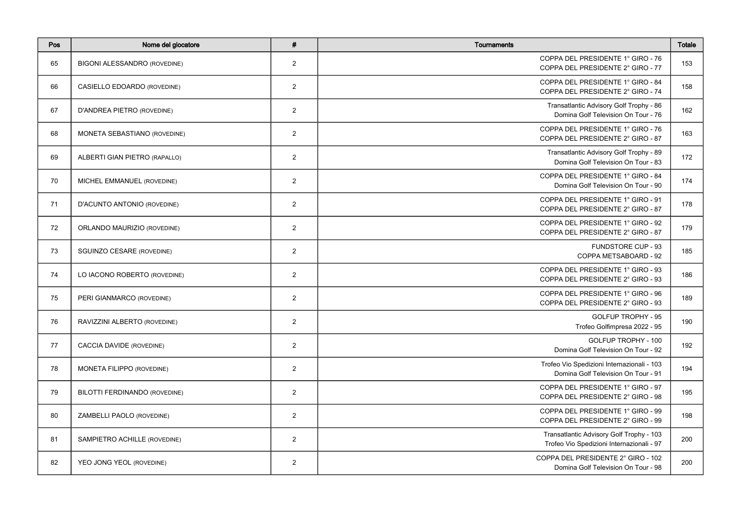| Pos | Nome del giocatore | # | Tournaments | Totale |
|---|---|---|---|---|
| 65 | BIGONI ALESSANDRO (ROVEDINE) | 2 | COPPA DEL PRESIDENTE 1° GIRO - 76<br>COPPA DEL PRESIDENTE 2° GIRO - 77 | 153 |
| 66 | CASIELLO EDOARDO (ROVEDINE) | 2 | COPPA DEL PRESIDENTE 1° GIRO - 84<br>COPPA DEL PRESIDENTE 2° GIRO - 74 | 158 |
| 67 | D'ANDREA PIETRO (ROVEDINE) | 2 | Transatlantic Advisory Golf Trophy - 86<br>Domina Golf Television On Tour - 76 | 162 |
| 68 | MONETA SEBASTIANO (ROVEDINE) | 2 | COPPA DEL PRESIDENTE 1° GIRO - 76<br>COPPA DEL PRESIDENTE 2° GIRO - 87 | 163 |
| 69 | ALBERTI GIAN PIETRO (RAPALLO) | 2 | Transatlantic Advisory Golf Trophy - 89<br>Domina Golf Television On Tour - 83 | 172 |
| 70 | MICHEL EMMANUEL (ROVEDINE) | 2 | COPPA DEL PRESIDENTE 1° GIRO - 84<br>Domina Golf Television On Tour - 90 | 174 |
| 71 | D'ACUNTO ANTONIO (ROVEDINE) | 2 | COPPA DEL PRESIDENTE 1° GIRO - 91<br>COPPA DEL PRESIDENTE 2° GIRO - 87 | 178 |
| 72 | ORLANDO MAURIZIO (ROVEDINE) | 2 | COPPA DEL PRESIDENTE 1° GIRO - 92<br>COPPA DEL PRESIDENTE 2° GIRO - 87 | 179 |
| 73 | SGUINZO CESARE (ROVEDINE) | 2 | FUNDSTORE CUP - 93<br>COPPA METSABOARD - 92 | 185 |
| 74 | LO IACONO ROBERTO (ROVEDINE) | 2 | COPPA DEL PRESIDENTE 1° GIRO - 93<br>COPPA DEL PRESIDENTE 2° GIRO - 93 | 186 |
| 75 | PERI GIANMARCO (ROVEDINE) | 2 | COPPA DEL PRESIDENTE 1° GIRO - 96<br>COPPA DEL PRESIDENTE 2° GIRO - 93 | 189 |
| 76 | RAVIZZINI ALBERTO (ROVEDINE) | 2 | GOLFUP TROPHY - 95<br>Trofeo Golfimpresa 2022 - 95 | 190 |
| 77 | CACCIA DAVIDE (ROVEDINE) | 2 | GOLFUP TROPHY - 100<br>Domina Golf Television On Tour - 92 | 192 |
| 78 | MONETA FILIPPO (ROVEDINE) | 2 | Trofeo Vio Spedizioni Internazionali - 103<br>Domina Golf Television On Tour - 91 | 194 |
| 79 | BILOTTI FERDINANDO (ROVEDINE) | 2 | COPPA DEL PRESIDENTE 1° GIRO - 97<br>COPPA DEL PRESIDENTE 2° GIRO - 98 | 195 |
| 80 | ZAMBELLI PAOLO (ROVEDINE) | 2 | COPPA DEL PRESIDENTE 1° GIRO - 99<br>COPPA DEL PRESIDENTE 2° GIRO - 99 | 198 |
| 81 | SAMPIETRO ACHILLE (ROVEDINE) | 2 | Transatlantic Advisory Golf Trophy - 103<br>Trofeo Vio Spedizioni Internazionali - 97 | 200 |
| 82 | YEO JONG YEOL (ROVEDINE) | 2 | COPPA DEL PRESIDENTE 2° GIRO - 102<br>Domina Golf Television On Tour - 98 | 200 |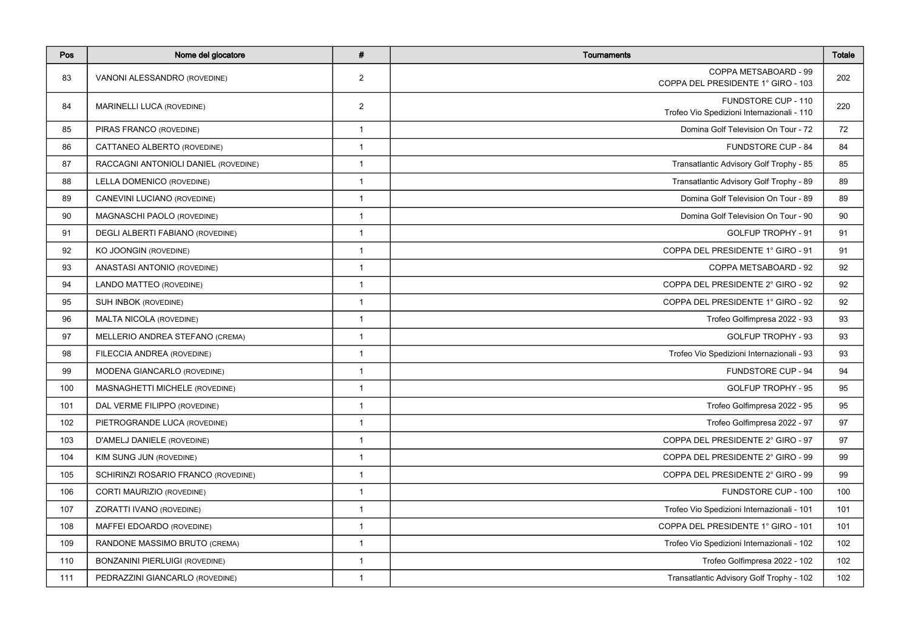| Pos | Nome del giocatore | # | Tournaments | Totale |
|---|---|---|---|---|
| 83 | VANONI ALESSANDRO (ROVEDINE) | 2 | COPPA METSABOARD - 99<br>COPPA DEL PRESIDENTE 1° GIRO - 103 | 202 |
| 84 | MARINELLI LUCA (ROVEDINE) | 2 | FUNDSTORE CUP - 110<br>Trofeo Vio Spedizioni Internazionali - 110 | 220 |
| 85 | PIRAS FRANCO (ROVEDINE) | 1 | Domina Golf Television On Tour - 72 | 72 |
| 86 | CATTANEO ALBERTO (ROVEDINE) | 1 | FUNDSTORE CUP - 84 | 84 |
| 87 | RACCAGNI ANTONIOLI DANIEL (ROVEDINE) | 1 | Transatlantic Advisory Golf Trophy - 85 | 85 |
| 88 | LELLA DOMENICO (ROVEDINE) | 1 | Transatlantic Advisory Golf Trophy - 89 | 89 |
| 89 | CANEVINI LUCIANO (ROVEDINE) | 1 | Domina Golf Television On Tour - 89 | 89 |
| 90 | MAGNASCHI PAOLO (ROVEDINE) | 1 | Domina Golf Television On Tour - 90 | 90 |
| 91 | DEGLI ALBERTI FABIANO (ROVEDINE) | 1 | GOLFUP TROPHY - 91 | 91 |
| 92 | KO JOONGIN (ROVEDINE) | 1 | COPPA DEL PRESIDENTE 1° GIRO - 91 | 91 |
| 93 | ANASTASI ANTONIO (ROVEDINE) | 1 | COPPA METSABOARD - 92 | 92 |
| 94 | LANDO MATTEO (ROVEDINE) | 1 | COPPA DEL PRESIDENTE 2° GIRO - 92 | 92 |
| 95 | SUH INBOK (ROVEDINE) | 1 | COPPA DEL PRESIDENTE 1° GIRO - 92 | 92 |
| 96 | MALTA NICOLA (ROVEDINE) | 1 | Trofeo Golfimpresa 2022 - 93 | 93 |
| 97 | MELLERIO ANDREA STEFANO (CREMA) | 1 | GOLFUP TROPHY - 93 | 93 |
| 98 | FILECCIA ANDREA (ROVEDINE) | 1 | Trofeo Vio Spedizioni Internazionali - 93 | 93 |
| 99 | MODENA GIANCARLO (ROVEDINE) | 1 | FUNDSTORE CUP - 94 | 94 |
| 100 | MASNAGHETTI MICHELE (ROVEDINE) | 1 | GOLFUP TROPHY - 95 | 95 |
| 101 | DAL VERME FILIPPO (ROVEDINE) | 1 | Trofeo Golfimpresa 2022 - 95 | 95 |
| 102 | PIETROGRANDE LUCA (ROVEDINE) | 1 | Trofeo Golfimpresa 2022 - 97 | 97 |
| 103 | D'AMELJ DANIELE (ROVEDINE) | 1 | COPPA DEL PRESIDENTE 2° GIRO - 97 | 97 |
| 104 | KIM SUNG JUN (ROVEDINE) | 1 | COPPA DEL PRESIDENTE 2° GIRO - 99 | 99 |
| 105 | SCHIRINZI ROSARIO FRANCO (ROVEDINE) | 1 | COPPA DEL PRESIDENTE 2° GIRO - 99 | 99 |
| 106 | CORTI MAURIZIO (ROVEDINE) | 1 | FUNDSTORE CUP - 100 | 100 |
| 107 | ZORATTI IVANO (ROVEDINE) | 1 | Trofeo Vio Spedizioni Internazionali - 101 | 101 |
| 108 | MAFFEI EDOARDO (ROVEDINE) | 1 | COPPA DEL PRESIDENTE 1° GIRO - 101 | 101 |
| 109 | RANDONE MASSIMO BRUTO (CREMA) | 1 | Trofeo Vio Spedizioni Internazionali - 102 | 102 |
| 110 | BONZANINI PIERLUIGI (ROVEDINE) | 1 | Trofeo Golfimpresa 2022 - 102 | 102 |
| 111 | PEDRAZZINI GIANCARLO (ROVEDINE) | 1 | Transatlantic Advisory Golf Trophy - 102 | 102 |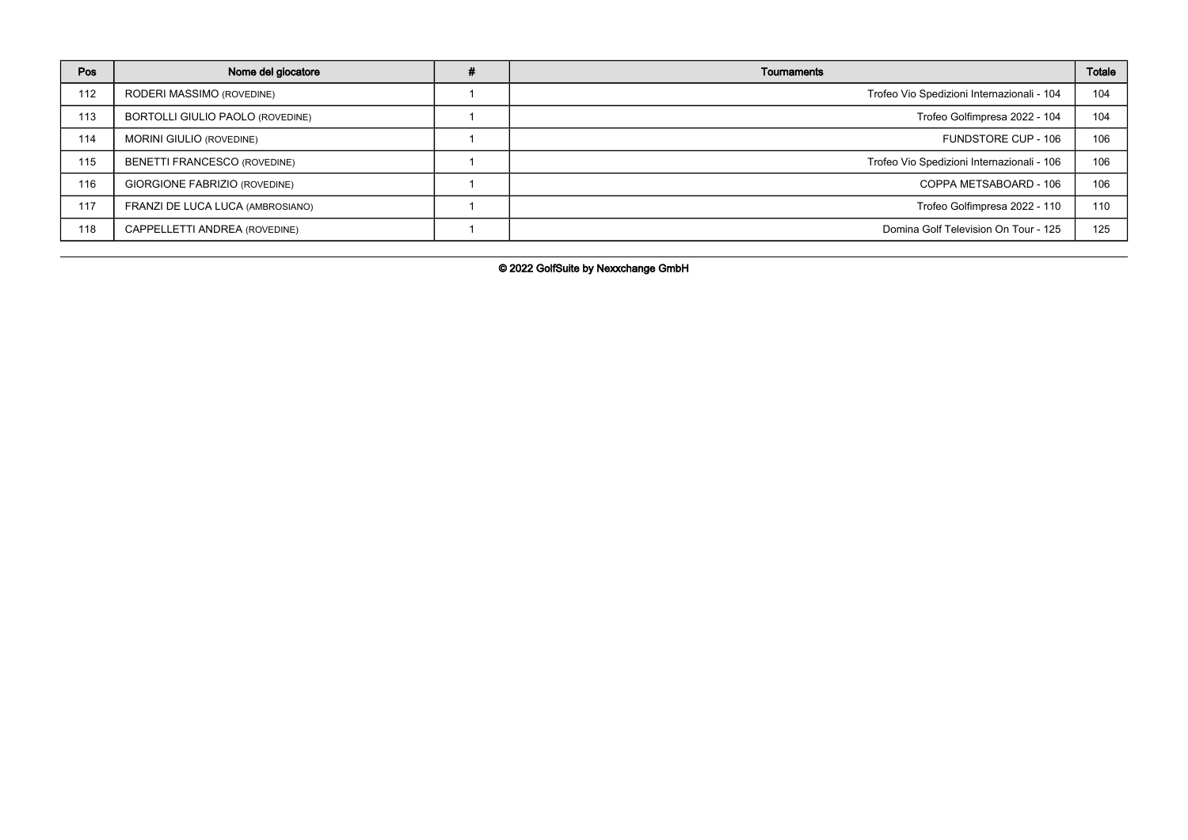| Pos | Nome del giocatore | # | Tournaments | Totale |
|---|---|---|---|---|
| 112 | RODERI MASSIMO (ROVEDINE) | 1 | Trofeo Vio Spedizioni Internazionali - 104 | 104 |
| 113 | BORTOLLI GIULIO PAOLO (ROVEDINE) | 1 | Trofeo Golfimpresa 2022 - 104 | 104 |
| 114 | MORINI GIULIO (ROVEDINE) | 1 | FUNDSTORE CUP - 106 | 106 |
| 115 | BENETTI FRANCESCO (ROVEDINE) | 1 | Trofeo Vio Spedizioni Internazionali - 106 | 106 |
| 116 | GIORGIONE FABRIZIO (ROVEDINE) | 1 | COPPA METSABOARD - 106 | 106 |
| 117 | FRANZI DE LUCA LUCA (AMBROSIANO) | 1 | Trofeo Golfimpresa 2022 - 110 | 110 |
| 118 | CAPPELLETTI ANDREA (ROVEDINE) | 1 | Domina Golf Television On Tour - 125 | 125 |

**© 2022 GolfSuite by Nexxchange GmbH**